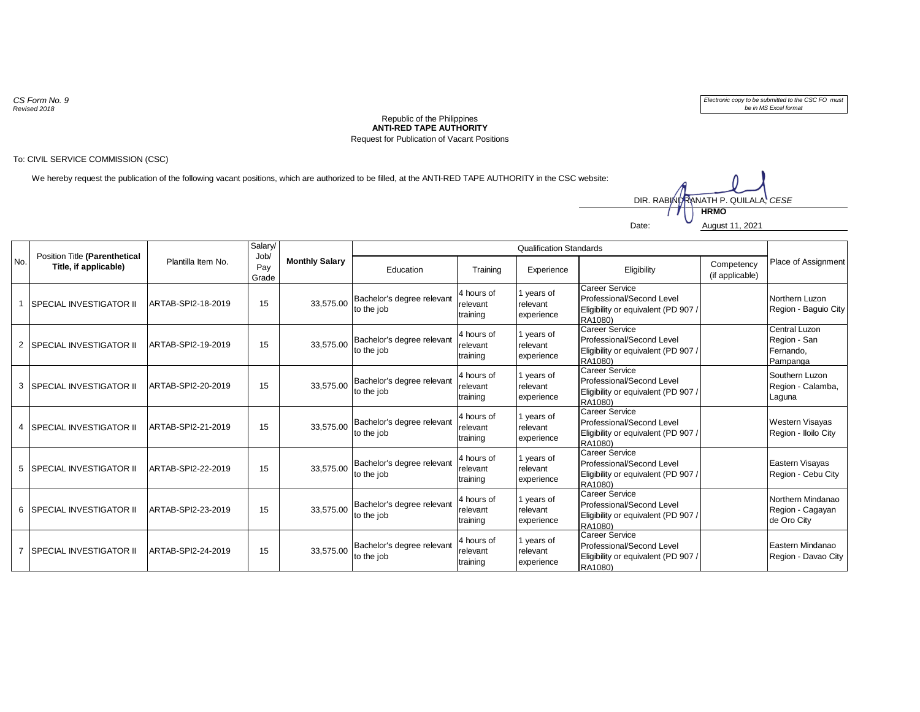*CS Form No. 9*
*Revised 2018*

*Electronic copy to be submitted to the CSC FO must be in MS Excel format*

Republic of the Philippines
**ANTI-RED TAPE AUTHORITY**
Request for Publication of Vacant Positions

To: CIVIL SERVICE COMMISSION (CSC)

We hereby request the publication of the following vacant positions, which are authorized to be filled, at the ANTI-RED TAPE AUTHORITY in the CSC website:

DIR. RABINDRANATH P. QUILALA, *CESE*
**HRMO**

Date: August 11, 2021

| No. | Position Title **(Parenthetical Title, if applicable)** | Plantilla Item No. | Salary/ Job/ Pay Grade | **Monthly Salary** | Qualification Standards | | | | | Place of Assignment |
|---|---|---|---|---|---|---|---|---|---|---|
| | | | | | Education | Training | Experience | Eligibility | Competency (if applicable) | |
| 1 | SPECIAL INVESTIGATOR II | ARTAB-SPI2-18-2019 | 15 | 33,575.00 | Bachelor's degree relevant to the job | 4 hours of relevant training | 1 years of relevant experience | Career Service Professional/Second Level Eligibility or equivalent (PD 907 / RA1080) | | Northern Luzon Region - Baguio City |
| 2 | SPECIAL INVESTIGATOR II | ARTAB-SPI2-19-2019 | 15 | 33,575.00 | Bachelor's degree relevant to the job | 4 hours of relevant training | 1 years of relevant experience | Career Service Professional/Second Level Eligibility or equivalent (PD 907 / RA1080) | | Central Luzon Region - San Fernando, Pampanga |
| 3 | SPECIAL INVESTIGATOR II | ARTAB-SPI2-20-2019 | 15 | 33,575.00 | Bachelor's degree relevant to the job | 4 hours of relevant training | 1 years of relevant experience | Career Service Professional/Second Level Eligibility or equivalent (PD 907 / RA1080) | | Southern Luzon Region - Calamba, Laguna |
| 4 | SPECIAL INVESTIGATOR II | ARTAB-SPI2-21-2019 | 15 | 33,575.00 | Bachelor's degree relevant to the job | 4 hours of relevant training | 1 years of relevant experience | Career Service Professional/Second Level Eligibility or equivalent (PD 907 / RA1080) | | Western Visayas Region - Iloilo City |
| 5 | SPECIAL INVESTIGATOR II | ARTAB-SPI2-22-2019 | 15 | 33,575.00 | Bachelor's degree relevant to the job | 4 hours of relevant training | 1 years of relevant experience | Career Service Professional/Second Level Eligibility or equivalent (PD 907 / RA1080) | | Eastern Visayas Region - Cebu City |
| 6 | SPECIAL INVESTIGATOR II | ARTAB-SPI2-23-2019 | 15 | 33,575.00 | Bachelor's degree relevant to the job | 4 hours of relevant training | 1 years of relevant experience | Career Service Professional/Second Level Eligibility or equivalent (PD 907 / RA1080) | | Northern Mindanao Region - Cagayan de Oro City |
| 7 | SPECIAL INVESTIGATOR II | ARTAB-SPI2-24-2019 | 15 | 33,575.00 | Bachelor's degree relevant to the job | 4 hours of relevant training | 1 years of relevant experience | Career Service Professional/Second Level Eligibility or equivalent (PD 907 / RA1080) | | Eastern Mindanao Region - Davao City |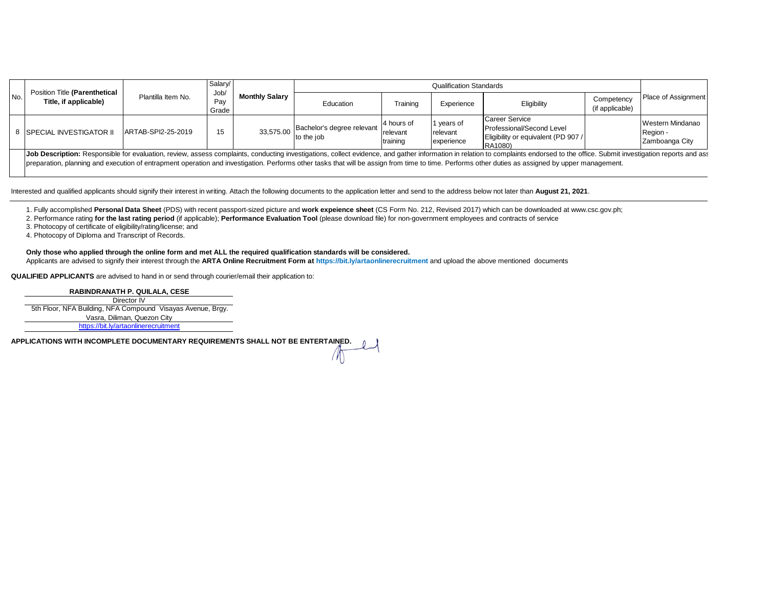| No. | Position Title **(Parenthetical Title, if applicable)** | Plantilla Item No. | Salary/ Job/ Pay Grade | **Monthly Salary** | Qualification Standards | | | | | Place of Assignment |
|---|---|---|---|---|---|---|---|---|---|---|
| | | | | | Education | Training | Experience | Eligibility | Competency (if applicable) | |
| 8 | SPECIAL INVESTIGATOR II | ARTAB-SPI2-25-2019 | 15 | 33,575.00 | Bachelor's degree relevant to the job | 4 hours of relevant training | 1 years of relevant experience | Career Service Professional/Second Level Eligibility or equivalent (PD 907 / RA1080) | | Western Mindanao Region - Zamboanga City |
| | **Job Description:** Responsible for evaluation, review, assess complaints, conducting investigations, collect evidence, and gather information in relation to complaints endorsed to the office. Submit investigation reports and ass preparation, planning and execution of entrapment operation and investigation. Performs other tasks that will be assign from time to time. Performs other duties as assigned by upper management. | | | | | | | | | |

Interested and qualified applicants should signify their interest in writing. Attach the following documents to the application letter and send to the address below not later than **August 21, 2021**.

1. Fully accomplished **Personal Data Sheet** (PDS) with recent passport-sized picture and **work expeience sheet** (CS Form No. 212, Revised 2017) which can be downloaded at www.csc.gov.ph;
2. Performance rating **for the last rating period** (if applicable); **Performance Evaluation Tool** (please download file) for non-government employees and contracts of service
3. Photocopy of certificate of eligibility/rating/license; and
4. Photocopy of Diploma and Transcript of Records.

**Only those who applied through the online form and met ALL the required qualification standards will be considered.**

Applicants are advised to signify their interest through the **ARTA Online Recruitment Form at https://bit.ly/artaonlinerecruitment** and upload the above mentioned documents

**QUALIFIED APPLICANTS** are advised to hand in or send through courier/email their application to:

**RABINDRANATH P. QUILALA, CESE**
Director IV
5th Floor, NFA Building, NFA Compound Visayas Avenue, Brgy. Vasra, Diliman, Quezon City
https://bit.ly/artaonlinerecruitment

**APPLICATIONS WITH INCOMPLETE DOCUMENTARY REQUIREMENTS SHALL NOT BE ENTERTAINED.**